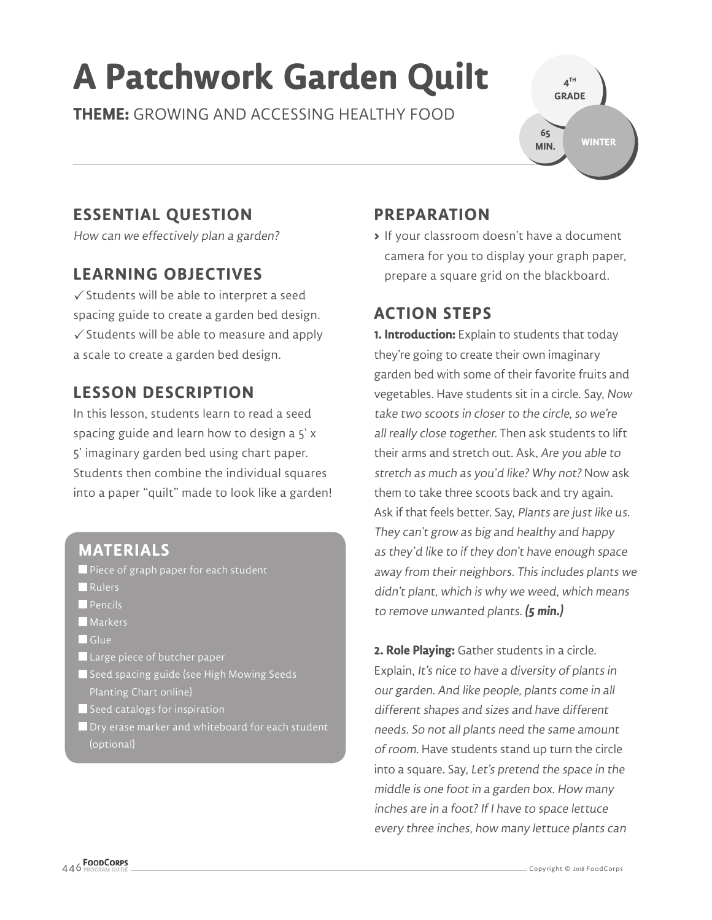# A Patchwork Garden Quilt

**THEME:** GROWING AND ACCESSING HEALTHY FOOD

4TH GRADE

65 MIN.

WINTER

## ESSENTIAL QUESTION

*How can we effectively plan a garden?*

## LEARNING OBJECTIVES

✓ Students will be able to interpret a seed spacing guide to create a garden bed design.
✓ Students will be able to measure and apply a scale to create a garden bed design.

## LESSON DESCRIPTION

In this lesson, students learn to read a seed spacing guide and learn how to design a 5' x 5' imaginary garden bed using chart paper. Students then combine the individual squares into a paper "quilt" made to look like a garden!

## MATERIALS

- Piece of graph paper for each student
- Rulers
- Pencils
- Markers
- Glue
- Large piece of butcher paper
- Seed spacing guide (see High Mowing Seeds Planting Chart online)
- Seed catalogs for inspiration
- Dry erase marker and whiteboard for each student (optional)

## PREPARATION

- If your classroom doesn't have a document camera for you to display your graph paper, prepare a square grid on the blackboard.

## ACTION STEPS

**1. Introduction:** Explain to students that today they're going to create their own imaginary garden bed with some of their favorite fruits and vegetables. Have students sit in a circle. Say, *Now take two scoots in closer to the circle, so we're all really close together.* Then ask students to lift their arms and stretch out. Ask, *Are you able to stretch as much as you'd like? Why not?* Now ask them to take three scoots back and try again. Ask if that feels better. Say, *Plants are just like us. They can't grow as big and healthy and happy as they'd like to if they don't have enough space away from their neighbors. This includes plants we didn't plant, which is why we weed, which means to remove unwanted plants.* ***(5 min.)***

**2. Role Playing:** Gather students in a circle. Explain, *It's nice to have a diversity of plants in our garden. And like people, plants come in all different shapes and sizes and have different needs. So not all plants need the same amount of room.* Have students stand up turn the circle into a square. Say, *Let's pretend the space in the middle is one foot in a garden box. How many inches are in a foot? If I have to space lettuce every three inches, how many lettuce plants can*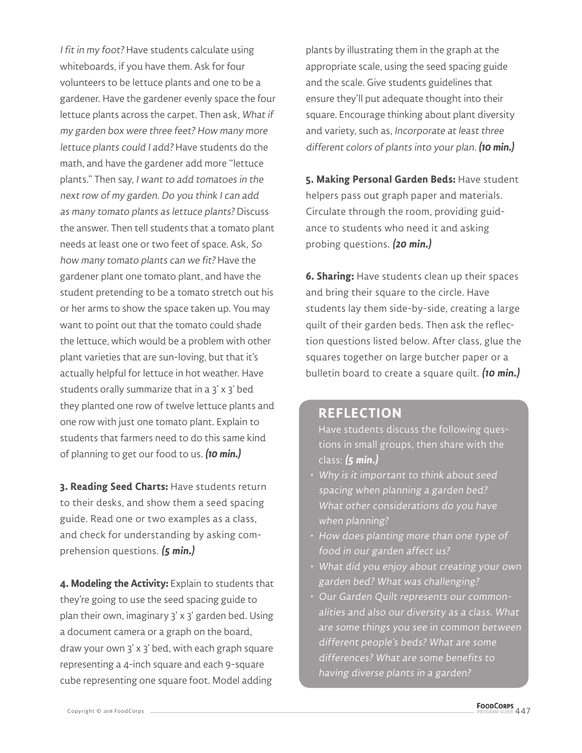*I fit in my foot?* Have students calculate using whiteboards, if you have them. Ask for four volunteers to be lettuce plants and one to be a gardener. Have the gardener evenly space the four lettuce plants across the carpet. Then ask, *What if my garden box were three feet? How many more lettuce plants could I add?* Have students do the math, and have the gardener add more "lettuce plants." Then say, *I want to add tomatoes in the next row of my garden. Do you think I can add as many tomato plants as lettuce plants?* Discuss the answer. Then tell students that a tomato plant needs at least one or two feet of space. Ask, *So how many tomato plants can we fit?* Have the gardener plant one tomato plant, and have the student pretending to be a tomato stretch out his or her arms to show the space taken up. You may want to point out that the tomato could shade the lettuce, which would be a problem with other plant varieties that are sun-loving, but that it's actually helpful for lettuce in hot weather. Have students orally summarize that in a 3' x 3' bed they planted one row of twelve lettuce plants and one row with just one tomato plant. Explain to students that farmers need to do this same kind of planning to get our food to us. ***(10 min.)***

**3. Reading Seed Charts:** Have students return to their desks, and show them a seed spacing guide. Read one or two examples as a class, and check for understanding by asking comprehension questions. ***(5 min.)***

**4. Modeling the Activity:** Explain to students that they're going to use the seed spacing guide to plan their own, imaginary 3' x 3' garden bed. Using a document camera or a graph on the board, draw your own 3' x 3' bed, with each graph square representing a 4-inch square and each 9-square cube representing one square foot. Model adding plants by illustrating them in the graph at the appropriate scale, using the seed spacing guide and the scale. Give students guidelines that ensure they'll put adequate thought into their square. Encourage thinking about plant diversity and variety, such as, *Incorporate at least three different colors of plants into your plan.* ***(10 min.)***

**5. Making Personal Garden Beds:** Have student helpers pass out graph paper and materials. Circulate through the room, providing guidance to students who need it and asking probing questions. ***(20 min.)***

**6. Sharing:** Have students clean up their spaces and bring their square to the circle. Have students lay them side-by-side, creating a large quilt of their garden beds. Then ask the reflection questions listed below. After class, glue the squares together on large butcher paper or a bulletin board to create a square quilt. ***(10 min.)***

## REFLECTION

Have students discuss the following questions in small groups, then share with the class: ***(5 min.)***

- *Why is it important to think about seed spacing when planning a garden bed? What other considerations do you have when planning?*
- *How does planting more than one type of food in our garden affect us?*
- *What did you enjoy about creating your own garden bed? What was challenging?*
- *Our Garden Quilt represents our commonalities and also our diversity as a class. What are some things you see in common between different people's beds? What are some differences? What are some benefits to having diverse plants in a garden?*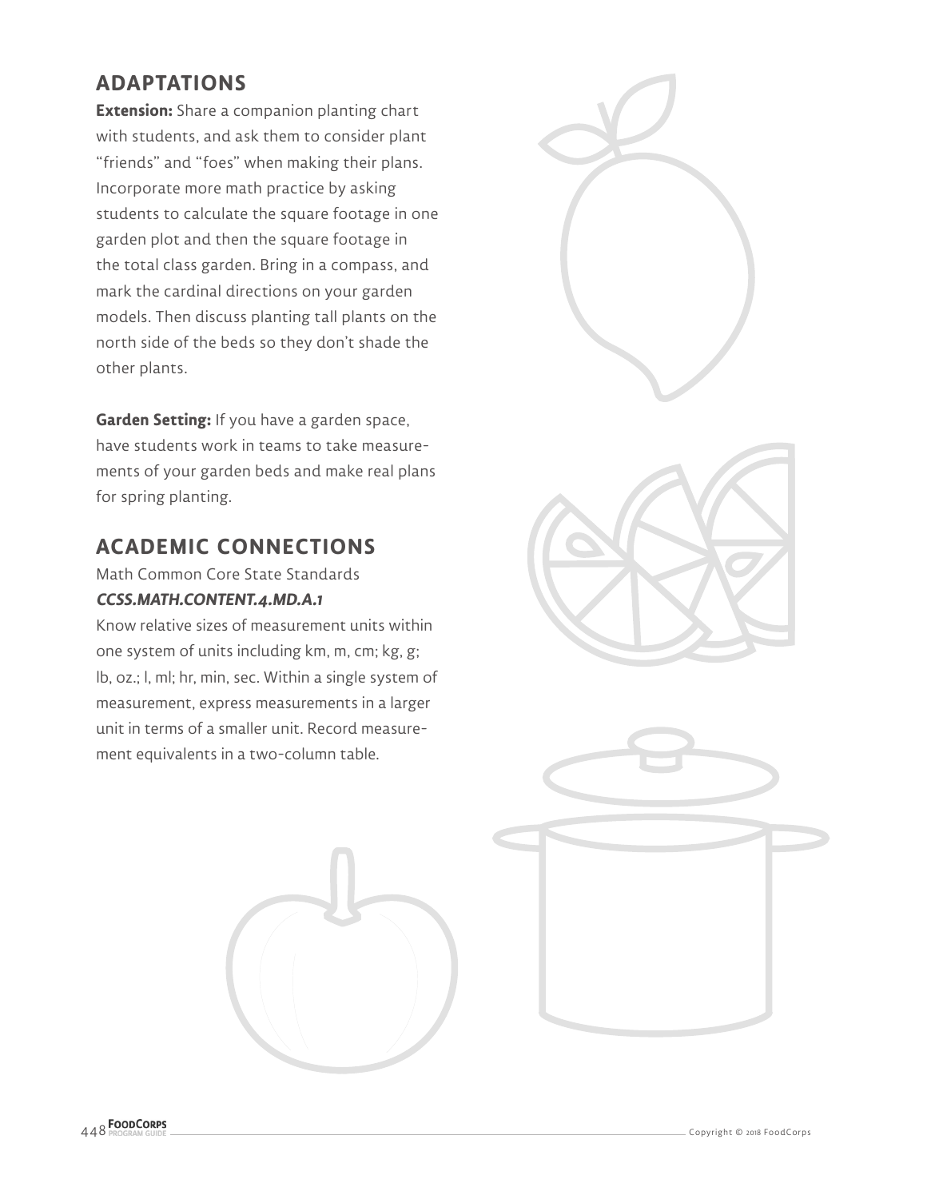## ADAPTATIONS

**Extension:** Share a companion planting chart with students, and ask them to consider plant "friends" and "foes" when making their plans. Incorporate more math practice by asking students to calculate the square footage in one garden plot and then the square footage in the total class garden. Bring in a compass, and mark the cardinal directions on your garden models. Then discuss planting tall plants on the north side of the beds so they don't shade the other plants.

**Garden Setting:** If you have a garden space, have students work in teams to take measurements of your garden beds and make real plans for spring planting.

## ACADEMIC CONNECTIONS

Math Common Core State Standards

***CCSS.MATH.CONTENT.4.MD.A.1***

Know relative sizes of measurement units within one system of units including km, m, cm; kg, g; lb, oz.; l, ml; hr, min, sec. Within a single system of measurement, express measurements in a larger unit in terms of a smaller unit. Record measurement equivalents in a two-column table.